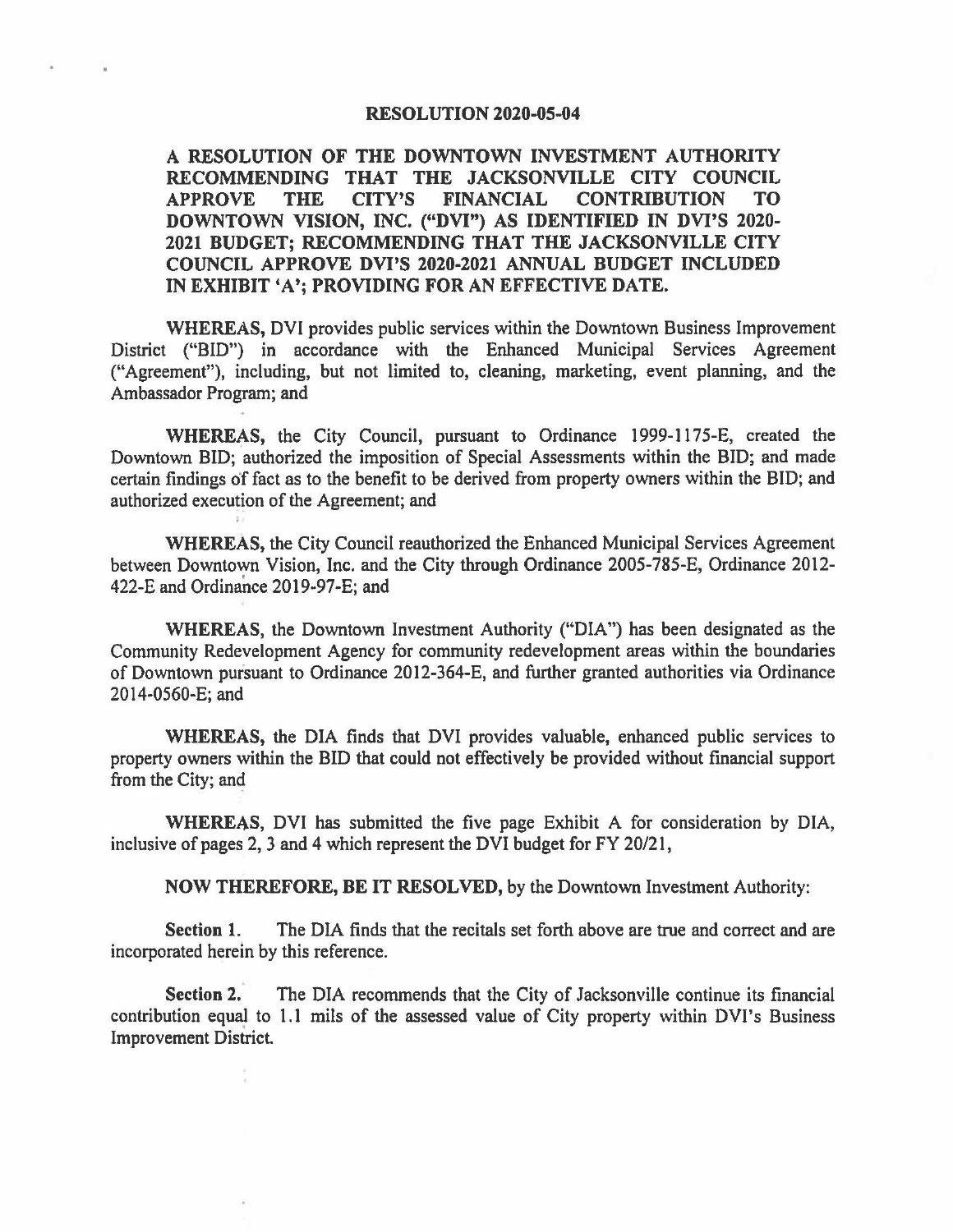# RESOLUTION 2020-05-04

**A RESOLUTION OF THE DOWNTOWN INVESTMENT AUTHORITY RECOMMENDING THAT THE JACKSONVILLE CITY COUNCIL APPROVE THE CITY'S FINANCIAL CONTRIBUTION TO DOWNTOWN VISION, INC. ("DVI") AS IDENTIFIED IN DVI'S 2020-2021 BUDGET; RECOMMENDING THAT THE JACKSONVILLE CITY COUNCIL APPROVE DVI'S 2020-2021 ANNUAL BUDGET INCLUDED IN EXHIBIT 'A'; PROVIDING FOR AN EFFECTIVE DATE.**

**WHEREAS,** DVI provides public services within the Downtown Business Improvement District ("BID") in accordance with the Enhanced Municipal Services Agreement ("Agreement"), including, but not limited to, cleaning, marketing, event planning, and the Ambassador Program; and

**WHEREAS,** the City Council, pursuant to Ordinance 1999-1175-E, created the Downtown BID; authorized the imposition of Special Assessments within the BID; and made certain findings of fact as to the benefit to be derived from property owners within the BID; and authorized execution of the Agreement; and

**WHEREAS,** the City Council reauthorized the Enhanced Municipal Services Agreement between Downtown Vision, Inc. and the City through Ordinance 2005-785-E, Ordinance 2012-422-E and Ordinance 2019-97-E; and

**WHEREAS,** the Downtown Investment Authority ("DIA") has been designated as the Community Redevelopment Agency for community redevelopment areas within the boundaries of Downtown pursuant to Ordinance 2012-364-E, and further granted authorities via Ordinance 2014-0560-E; and

**WHEREAS,** the DIA finds that DVI provides valuable, enhanced public services to property owners within the BID that could not effectively be provided without financial support from the City; and

**WHEREAS,** DVI has submitted the five page Exhibit A for consideration by DIA, inclusive of pages 2, 3 and 4 which represent the DVI budget for FY 20/21,

**NOW THEREFORE, BE IT RESOLVED,** by the Downtown Investment Authority:

**Section 1.** The DIA finds that the recitals set forth above are true and correct and are incorporated herein by this reference.

**Section 2.** The DIA recommends that the City of Jacksonville continue its financial contribution equal to 1.1 mils of the assessed value of City property within DVI's Business Improvement District.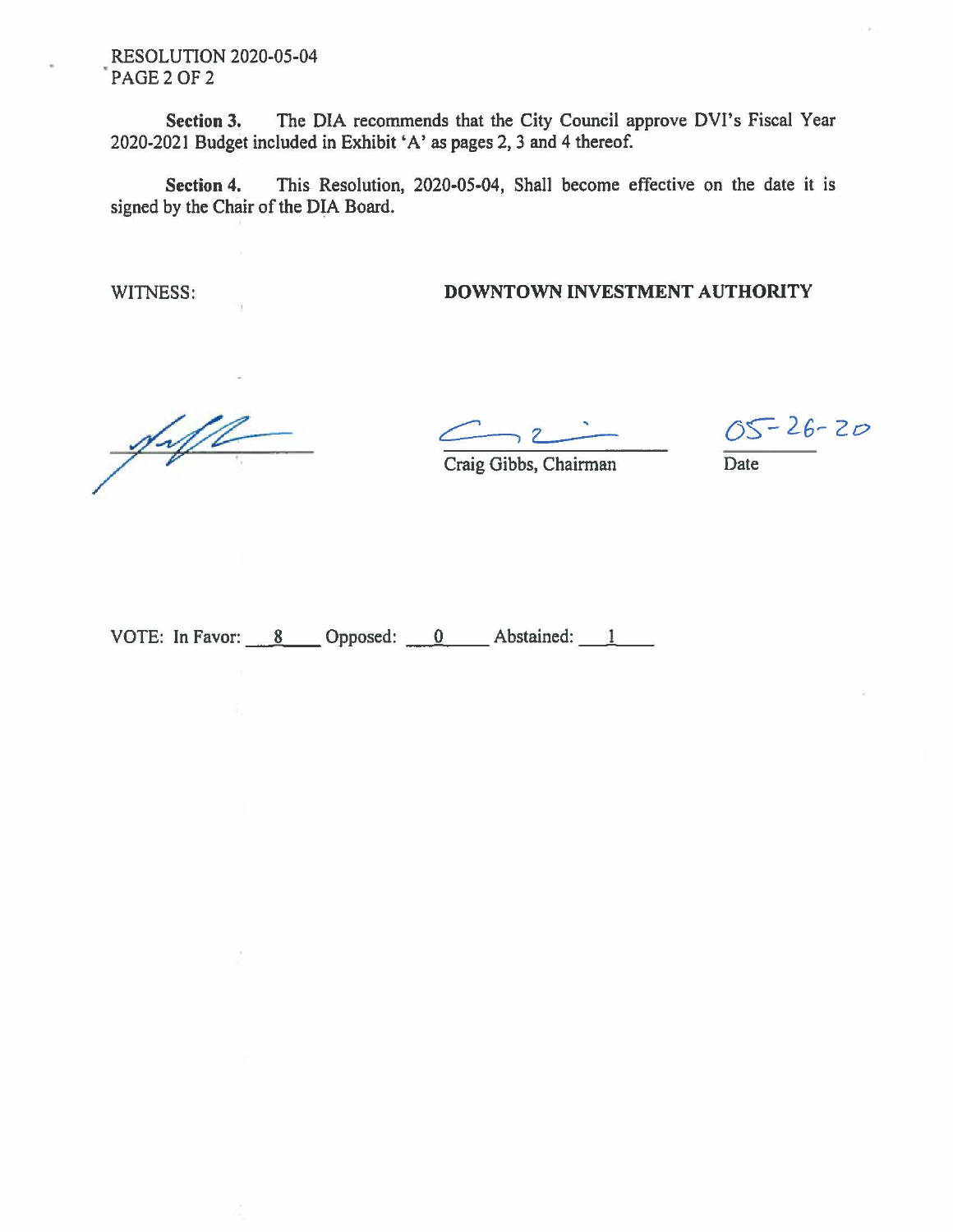RESOLUTION 2020-05-04

**Section 3.** The DIA recommends that the City Council approve DVI's Fiscal Year 2020-2021 Budget included in Exhibit 'A' as pages 2, 3 and 4 thereof.

**Section 4.** This Resolution, 2020-05-04, Shall become effective on the date it is signed by the Chair of the DIA Board.

WITNESS: **DOWNTOWN INVESTMENT AUTHORITY**

Craig Gibbs, Chairman

05-26-20
Date

VOTE: In Favor: 8 Opposed: 0 Abstained: 1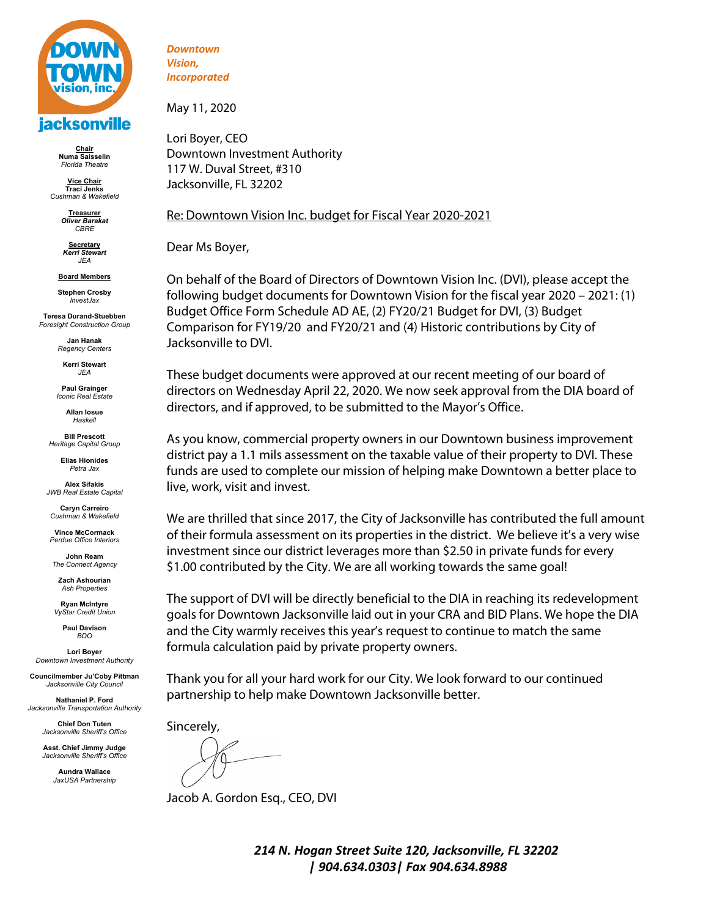*Downtown Vision, Incorporated*

**Chair**
**Numa Saisselin**
*Florida Theatre*

**Vice Chair**
**Traci Jenks**
*Cushman & Wakefield*

**Treasurer**
***Oliver Barakat***
*CBRE*

**Secretary**
***Kerri Stewart***
*JEA*

**Board Members**

**Stephen Crosby**
*InvestJax*

**Teresa Durand-Stuebben**
*Foresight Construction Group*

**Jan Hanak**
*Regency Centers*

**Kerri Stewart**
*JEA*

**Paul Grainger**
*Iconic Real Estate*

**Allan Iosue**
*Haskell*

**Bill Prescott**
*Heritage Capital Group*

**Elias Hionides**
*Petra Jax*

**Alex Sifakis**
*JWB Real Estate Capital*

**Caryn Carreiro**
*Cushman & Wakefield*

**Vince McCormack**
*Perdue Office Interiors*

**John Ream**
*The Connect Agency*

**Zach Ashourian**
*Ash Properties*

**Ryan McIntyre**
*VyStar Credit Union*

**Paul Davison**
*BDO*

**Lori Boyer**
*Downtown Investment Authority*

**Councilmember Ju'Coby Pittman**
*Jacksonville City Council*

**Nathaniel P. Ford**
*Jacksonville Transportation Authority*

**Chief Don Tuten**
*Jacksonville Sheriff's Office*

**Asst. Chief Jimmy Judge**
*Jacksonville Sheriff's Office*

**Aundra Wallace**
*JaxUSA Partnership*

May 11, 2020

Lori Boyer, CEO
Downtown Investment Authority
117 W. Duval Street, #310
Jacksonville, FL 32202

Re: Downtown Vision Inc. budget for Fiscal Year 2020-2021

Dear Ms Boyer,

On behalf of the Board of Directors of Downtown Vision Inc. (DVI), please accept the following budget documents for Downtown Vision for the fiscal year 2020 – 2021: (1) Budget Office Form Schedule AD AE, (2) FY20/21 Budget for DVI, (3) Budget Comparison for FY19/20 and FY20/21 and (4) Historic contributions by City of Jacksonville to DVI.

These budget documents were approved at our recent meeting of our board of directors on Wednesday April 22, 2020. We now seek approval from the DIA board of directors, and if approved, to be submitted to the Mayor's Office.

As you know, commercial property owners in our Downtown business improvement district pay a 1.1 mils assessment on the taxable value of their property to DVI. These funds are used to complete our mission of helping make Downtown a better place to live, work, visit and invest.

We are thrilled that since 2017, the City of Jacksonville has contributed the full amount of their formula assessment on its properties in the district. We believe it's a very wise investment since our district leverages more than $2.50 in private funds for every $1.00 contributed by the City. We are all working towards the same goal!

The support of DVI will be directly beneficial to the DIA in reaching its redevelopment goals for Downtown Jacksonville laid out in your CRA and BID Plans. We hope the DIA and the City warmly receives this year's request to continue to match the same formula calculation paid by private property owners.

Thank you for all your hard work for our City. We look forward to our continued partnership to help make Downtown Jacksonville better.

Sincerely,

Jacob A. Gordon Esq., CEO, DVI

***214 N. Hogan Street Suite 120, Jacksonville, FL 32202 | 904.634.0303| Fax 904.634.8988***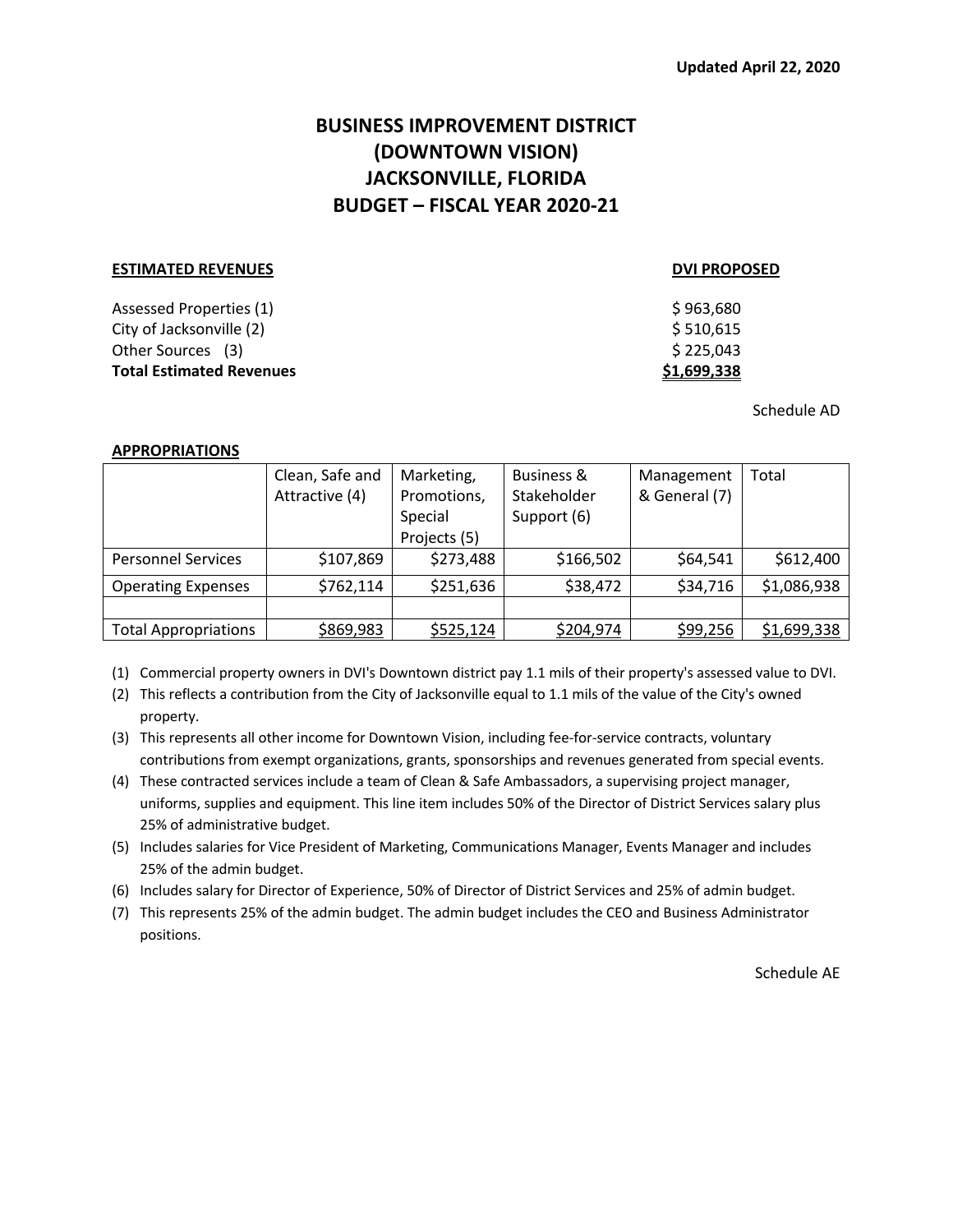Updated April 22, 2020

# BUSINESS IMPROVEMENT DISTRICT (DOWNTOWN VISION) JACKSONVILLE, FLORIDA BUDGET – FISCAL YEAR 2020-21

| **ESTIMATED REVENUES** | **DVI PROPOSED** |
|---|---|
| Assessed Properties (1) | $ 963,680 |
| City of Jacksonville (2) | $ 510,615 |
| Other Sources (3) | $ 225,043 |
| **Total Estimated Revenues** | **$1,699,338** |

Schedule AD

**APPROPRIATIONS**

| | Clean, Safe and Attractive (4) | Marketing, Promotions, Special Projects (5) | Business & Stakeholder Support (6) | Management & General (7) | Total |
|---|---|---|---|---|---|
| Personnel Services | $107,869 | $273,488 | $166,502 | $64,541 | $612,400 |
| Operating Expenses | $762,114 | $251,636 | $38,472 | $34,716 | $1,086,938 |
| | | | | | |
| Total Appropriations | $869,983 | $525,124 | $204,974 | $99,256 | $1,699,338 |

(1) Commercial property owners in DVI's Downtown district pay 1.1 mils of their property's assessed value to DVI.

(2) This reflects a contribution from the City of Jacksonville equal to 1.1 mils of the value of the City's owned property.

(3) This represents all other income for Downtown Vision, including fee-for-service contracts, voluntary contributions from exempt organizations, grants, sponsorships and revenues generated from special events.

(4) These contracted services include a team of Clean & Safe Ambassadors, a supervising project manager, uniforms, supplies and equipment. This line item includes 50% of the Director of District Services salary plus 25% of administrative budget.

(5) Includes salaries for Vice President of Marketing, Communications Manager, Events Manager and includes 25% of the admin budget.

(6) Includes salary for Director of Experience, 50% of Director of District Services and 25% of admin budget.

(7) This represents 25% of the admin budget. The admin budget includes the CEO and Business Administrator positions.

Schedule AE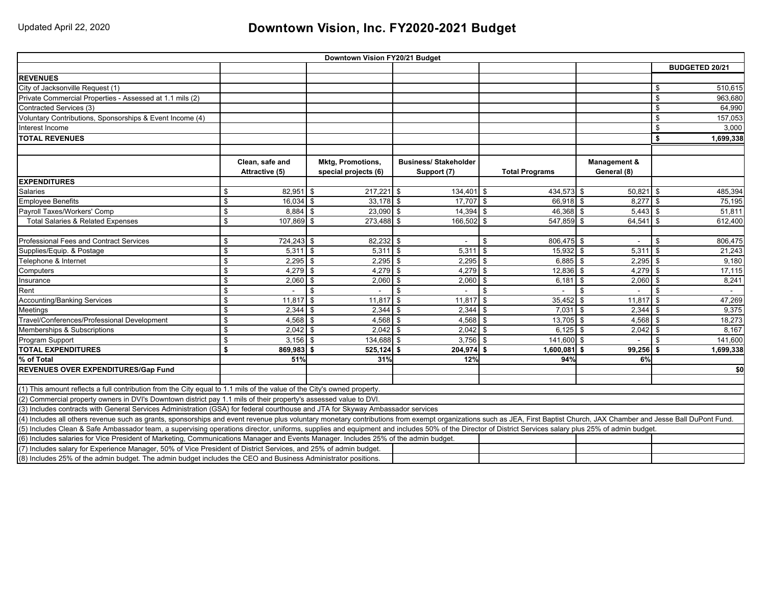Updated April 22, 2020

# Downtown Vision, Inc. FY2020-2021 Budget

| Downtown Vision FY20/21 Budget | | | | | | |
|---|---|---|---|---|---|---|
| | | | | | | **BUDGETED 20/21** |
| **REVENUES** | | | | | | |
| City of Jacksonville Request (1) | | | | | | $ 510,615 |
| Private Commercial Properties - Assessed at 1.1 mils (2) | | | | | | $ 963,680 |
| Contracted Services (3) | | | | | | $ 64,990 |
| Voluntary Contributions, Sponsorships & Event Income (4) | | | | | | $ 157,053 |
| Interest Income | | | | | | $ 3,000 |
| **TOTAL REVENUES** | | | | | | **$ 1,699,338** |
| | | | | | | |
| | **Clean, safe and Attractive (5)** | **Mktg, Promotions, special projects (6)** | **Business/ Stakeholder Support (7)** | **Total Programs** | **Management & General (8)** | |
| **EXPENDITURES** | | | | | | |
| Salaries | $ 82,951 | $ 217,221 | $ 134,401 | $ 434,573 | $ 50,821 | $ 485,394 |
| Employee Benefits | $ 16,034 | $ 33,178 | $ 17,707 | $ 66,918 | $ 8,277 | $ 75,195 |
| Payroll Taxes/Workers' Comp | $ 8,884 | $ 23,090 | $ 14,394 | $ 46,368 | $ 5,443 | $ 51,811 |
| Total Salaries & Related Expenses | $ 107,869 | $ 273,488 | $ 166,502 | $ 547,859 | $ 64,541 | $ 612,400 |
| | | | | | | |
| Professional Fees and Contract Services | $ 724,243 | $ 82,232 | $ - | $ 806,475 | $ - | $ 806,475 |
| Supplies/Equip. & Postage | $ 5,311 | $ 5,311 | $ 5,311 | $ 15,932 | $ 5,311 | $ 21,243 |
| Telephone & Internet | $ 2,295 | $ 2,295 | $ 2,295 | $ 6,885 | $ 2,295 | $ 9,180 |
| Computers | $ 4,279 | $ 4,279 | $ 4,279 | $ 12,836 | $ 4,279 | $ 17,115 |
| Insurance | $ 2,060 | $ 2,060 | $ 2,060 | $ 6,181 | $ 2,060 | $ 8,241 |
| Rent | $ - | $ - | $ - | $ - | $ - | $ - |
| Accounting/Banking Services | $ 11,817 | $ 11,817 | $ 11,817 | $ 35,452 | $ 11,817 | $ 47,269 |
| Meetings | $ 2,344 | $ 2,344 | $ 2,344 | $ 7,031 | $ 2,344 | $ 9,375 |
| Travel/Conferences/Professional Development | $ 4,568 | $ 4,568 | $ 4,568 | $ 13,705 | $ 4,568 | $ 18,273 |
| Memberships & Subscriptions | $ 2,042 | $ 2,042 | $ 2,042 | $ 6,125 | $ 2,042 | $ 8,167 |
| Program Support | $ 3,156 | $ 134,688 | $ 3,756 | $ 141,600 | $ - | $ 141,600 |
| **TOTAL EXPENDITURES** | **$ 869,983** | **$ 525,124** | **$ 204,974** | **$ 1,600,081** | **$ 99,256** | **$ 1,699,338** |
| **% of Total** | **51%** | **31%** | **12%** | **94%** | **6%** | |
| **REVENUES OVER EXPENDITURES/Gap Fund** | | | | | | **$0** |

(1) This amount reflects a full contribution from the City equal to 1.1 mils of the value of the City's owned property.

(2) Commercial property owners in DVI's Downtown district pay 1.1 mils of their property's assessed value to DVI.

(3) Includes contracts with General Services Administration (GSA) for federal courthouse and JTA for Skyway Ambassador services

(4) Includes all others revenue such as grants, sponsorships and event revenue plus voluntary monetary contributions from exempt organizations such as JEA, First Baptist Church, JAX Chamber and Jesse Ball DuPont Fund.

(5) Includes Clean & Safe Ambassador team, a supervising operations director, uniforms, supplies and equipment and includes 50% of the Director of District Services salary plus 25% of admin budget.

(6) Includes salaries for Vice President of Marketing, Communications Manager and Events Manager. Includes 25% of the admin budget.

(7) Includes salary for Experience Manager, 50% of Vice President of District Services, and 25% of admin budget.

(8) Includes 25% of the admin budget. The admin budget includes the CEO and Business Administrator positions.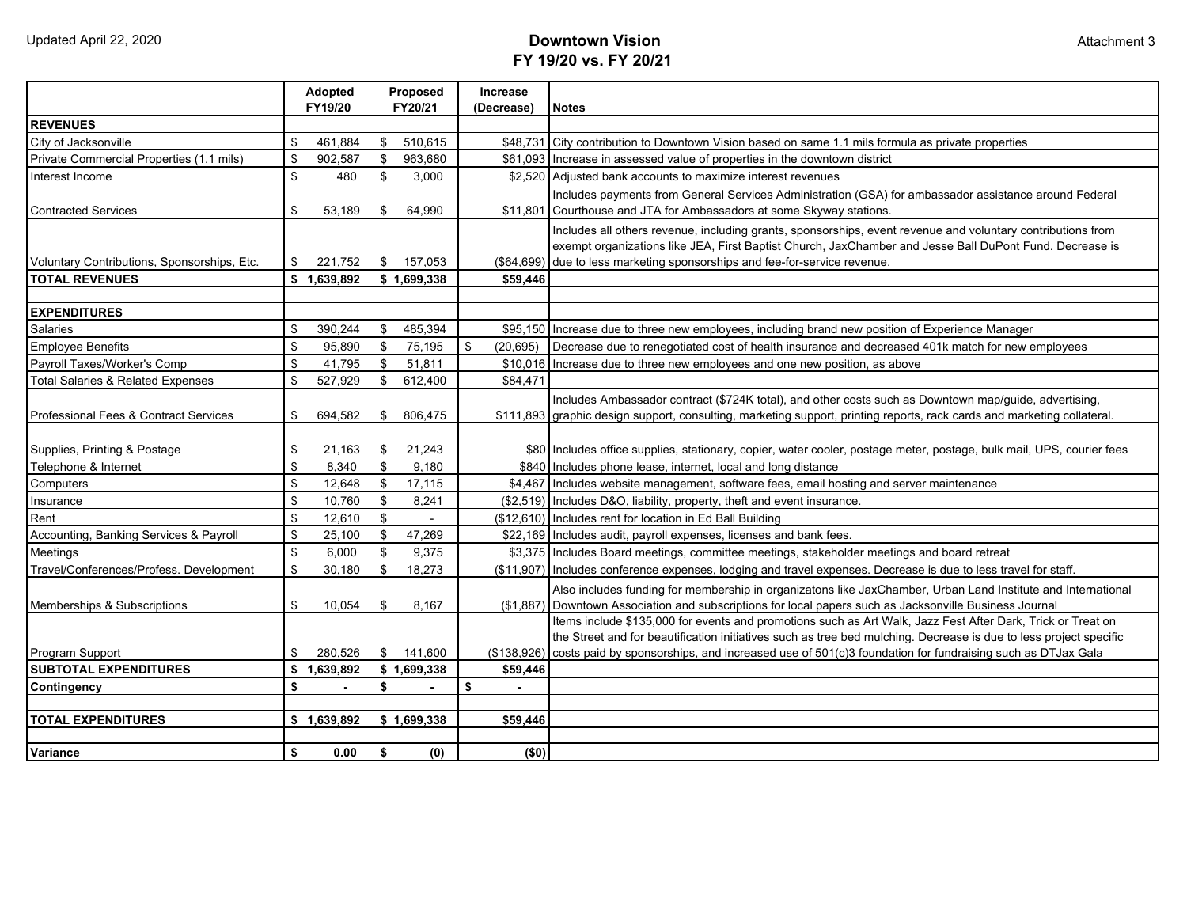Updated April 22, 2020

Attachment 3

# Downtown Vision
## FY 19/20 vs. FY 20/21

| | Adopted FY19/20 | Proposed FY20/21 | Increase (Decrease) | Notes |
|---|---|---|---|---|
| **REVENUES** | | | | |
| City of Jacksonville | $ 461,884 | $ 510,615 | $48,731 | City contribution to Downtown Vision based on same 1.1 mils formula as private properties |
| Private Commercial Properties (1.1 mils) | $ 902,587 | $ 963,680 | $61,093 | Increase in assessed value of properties in the downtown district |
| Interest Income | $ 480 | $ 3,000 | $2,520 | Adjusted bank accounts to maximize interest revenues |
| Contracted Services | $ 53,189 | $ 64,990 | $11,801 | Includes payments from General Services Administration (GSA) for ambassador assistance around Federal Courthouse and JTA for Ambassadors at some Skyway stations. |
| Voluntary Contributions, Sponsorships, Etc. | $ 221,752 | $ 157,053 | ($64,699) | Includes all others revenue, including grants, sponsorships, event revenue and voluntary contributions from exempt organizations like JEA, First Baptist Church, JaxChamber and Jesse Ball DuPont Fund. Decrease is due to less marketing sponsorships and fee-for-service revenue. |
| **TOTAL REVENUES** | **$ 1,639,892** | **$ 1,699,338** | **$59,446** | |
| | | | | |
| **EXPENDITURES** | | | | |
| Salaries | $ 390,244 | $ 485,394 | $95,150 | Increase due to three new employees, including brand new position of Experience Manager |
| Employee Benefits | $ 95,890 | $ 75,195 | $ (20,695) | Decrease due to renegotiated cost of health insurance and decreased 401k match for new employees |
| Payroll Taxes/Worker's Comp | $ 41,795 | $ 51,811 | $10,016 | Increase due to three new employees and one new position, as above |
| Total Salaries & Related Expenses | $ 527,929 | $ 612,400 | $84,471 | |
| Professional Fees & Contract Services | $ 694,582 | $ 806,475 | $111,893 | Includes Ambassador contract ($724K total), and other costs such as Downtown map/guide, advertising, graphic design support, consulting, marketing support, printing reports, rack cards and marketing collateral. |
| Supplies, Printing & Postage | $ 21,163 | $ 21,243 | $80 | Includes office supplies, stationary, copier, water cooler, postage meter, postage, bulk mail, UPS, courier fees |
| Telephone & Internet | $ 8,340 | $ 9,180 | $840 | Includes phone lease, internet, local and long distance |
| Computers | $ 12,648 | $ 17,115 | $4,467 | Includes website management, software fees, email hosting and server maintenance |
| Insurance | $ 10,760 | $ 8,241 | ($2,519) | Includes D&O, liability, property, theft and event insurance. |
| Rent | $ 12,610 | $ - | ($12,610) | Includes rent for location in Ed Ball Building |
| Accounting, Banking Services & Payroll | $ 25,100 | $ 47,269 | $22,169 | Includes audit, payroll expenses, licenses and bank fees. |
| Meetings | $ 6,000 | $ 9,375 | $3,375 | Includes Board meetings, committee meetings, stakeholder meetings and board retreat |
| Travel/Conferences/Profess. Development | $ 30,180 | $ 18,273 | ($11,907) | Includes conference expenses, lodging and travel expenses. Decrease is due to less travel for staff. |
| Memberships & Subscriptions | $ 10,054 | $ 8,167 | ($1,887) | Also includes funding for membership in organizatons like JaxChamber, Urban Land Institute and International Downtown Association and subscriptions for local papers such as Jacksonville Business Journal |
| Program Support | $ 280,526 | $ 141,600 | ($138,926) | Items include $135,000 for events and promotions such as Art Walk, Jazz Fest After Dark, Trick or Treat on the Street and for beautification initiatives such as tree bed mulching. Decrease is due to less project specific costs paid by sponsorships, and increased use of 501(c)3 foundation for fundraising such as DTJax Gala |
| **SUBTOTAL EXPENDITURES** | **$ 1,639,892** | **$ 1,699,338** | **$59,446** | |
| **Contingency** | **$ -** | **$ -** | **$ -** | |
| | | | | |
| **TOTAL EXPENDITURES** | **$ 1,639,892** | **$ 1,699,338** | **$59,446** | |
| | | | | |
| **Variance** | **$ 0.00** | **$ (0)** | **($0)** | |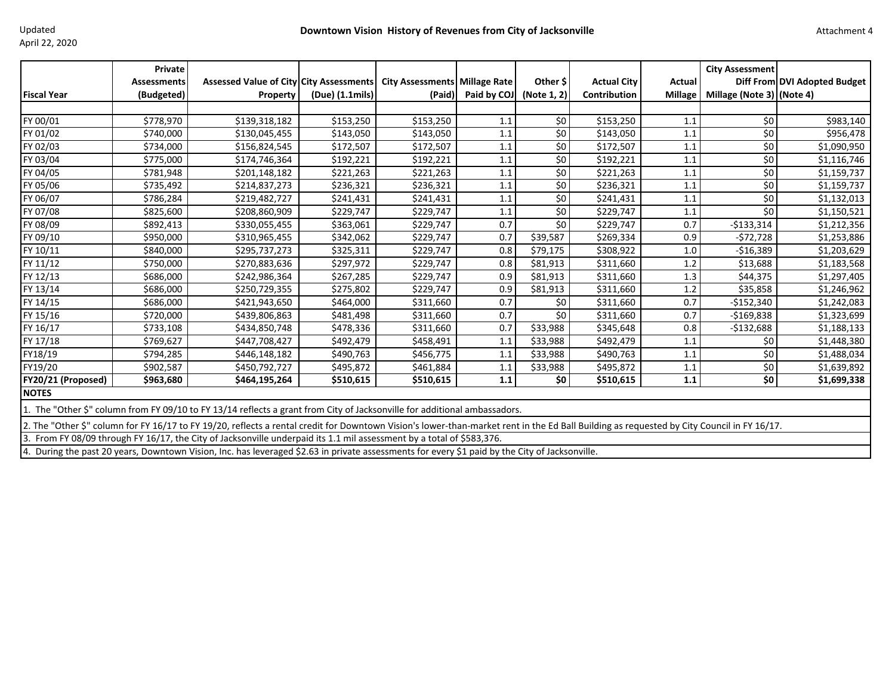Updated
April 22, 2020

**Downtown Vision History of Revenues from City of Jacksonville**

Attachment 4

| Fiscal Year | Private Assessments (Budgeted) | Assessed Value of City Property | City Assessments (Due) (1.1mils) | City Assessments (Paid) | Millage Rate Paid by COJ | Other $ (Note 1, 2) | Actual City Contribution | Actual Millage | City Assessment Diff From Millage (Note 3) | DVI Adopted Budget (Note 4) |
|---|---|---|---|---|---|---|---|---|---|---|
| FY 00/01 | $778,970 | $139,318,182 | $153,250 | $153,250 | 1.1 | $0 | $153,250 | 1.1 | $0 | $983,140 |
| FY 01/02 | $740,000 | $130,045,455 | $143,050 | $143,050 | 1.1 | $0 | $143,050 | 1.1 | $0 | $956,478 |
| FY 02/03 | $734,000 | $156,824,545 | $172,507 | $172,507 | 1.1 | $0 | $172,507 | 1.1 | $0 | $1,090,950 |
| FY 03/04 | $775,000 | $174,746,364 | $192,221 | $192,221 | 1.1 | $0 | $192,221 | 1.1 | $0 | $1,116,746 |
| FY 04/05 | $781,948 | $201,148,182 | $221,263 | $221,263 | 1.1 | $0 | $221,263 | 1.1 | $0 | $1,159,737 |
| FY 05/06 | $735,492 | $214,837,273 | $236,321 | $236,321 | 1.1 | $0 | $236,321 | 1.1 | $0 | $1,159,737 |
| FY 06/07 | $786,284 | $219,482,727 | $241,431 | $241,431 | 1.1 | $0 | $241,431 | 1.1 | $0 | $1,132,013 |
| FY 07/08 | $825,600 | $208,860,909 | $229,747 | $229,747 | 1.1 | $0 | $229,747 | 1.1 | $0 | $1,150,521 |
| FY 08/09 | $892,413 | $330,055,455 | $363,061 | $229,747 | 0.7 | $0 | $229,747 | 0.7 | -$133,314 | $1,212,356 |
| FY 09/10 | $950,000 | $310,965,455 | $342,062 | $229,747 | 0.7 | $39,587 | $269,334 | 0.9 | -$72,728 | $1,253,886 |
| FY 10/11 | $840,000 | $295,737,273 | $325,311 | $229,747 | 0.8 | $79,175 | $308,922 | 1.0 | -$16,389 | $1,203,629 |
| FY 11/12 | $750,000 | $270,883,636 | $297,972 | $229,747 | 0.8 | $81,913 | $311,660 | 1.2 | $13,688 | $1,183,568 |
| FY 12/13 | $686,000 | $242,986,364 | $267,285 | $229,747 | 0.9 | $81,913 | $311,660 | 1.3 | $44,375 | $1,297,405 |
| FY 13/14 | $686,000 | $250,729,355 | $275,802 | $229,747 | 0.9 | $81,913 | $311,660 | 1.2 | $35,858 | $1,246,962 |
| FY 14/15 | $686,000 | $421,943,650 | $464,000 | $311,660 | 0.7 | $0 | $311,660 | 0.7 | -$152,340 | $1,242,083 |
| FY 15/16 | $720,000 | $439,806,863 | $481,498 | $311,660 | 0.7 | $0 | $311,660 | 0.7 | -$169,838 | $1,323,699 |
| FY 16/17 | $733,108 | $434,850,748 | $478,336 | $311,660 | 0.7 | $33,988 | $345,648 | 0.8 | -$132,688 | $1,188,133 |
| FY 17/18 | $769,627 | $447,708,427 | $492,479 | $458,491 | 1.1 | $33,988 | $492,479 | 1.1 | $0 | $1,448,380 |
| FY18/19 | $794,285 | $446,148,182 | $490,763 | $456,775 | 1.1 | $33,988 | $490,763 | 1.1 | $0 | $1,488,034 |
| FY19/20 | $902,587 | $450,792,727 | $495,872 | $461,884 | 1.1 | $33,988 | $495,872 | 1.1 | $0 | $1,639,892 |
| **FY20/21 (Proposed)** | **$963,680** | **$464,195,264** | **$510,615** | **$510,615** | **1.1** | **$0** | **$510,615** | **1.1** | **$0** | **$1,699,338** |

**NOTES**

1. The "Other $" column from FY 09/10 to FY 13/14 reflects a grant from City of Jacksonville for additional ambassadors.
2. The "Other $" column for FY 16/17 to FY 19/20, reflects a rental credit for Downtown Vision's lower-than-market rent in the Ed Ball Building as requested by City Council in FY 16/17.
3. From FY 08/09 through FY 16/17, the City of Jacksonville underpaid its 1.1 mil assessment by a total of $583,376.
4. During the past 20 years, Downtown Vision, Inc. has leveraged $2.63 in private assessments for every $1 paid by the City of Jacksonville.